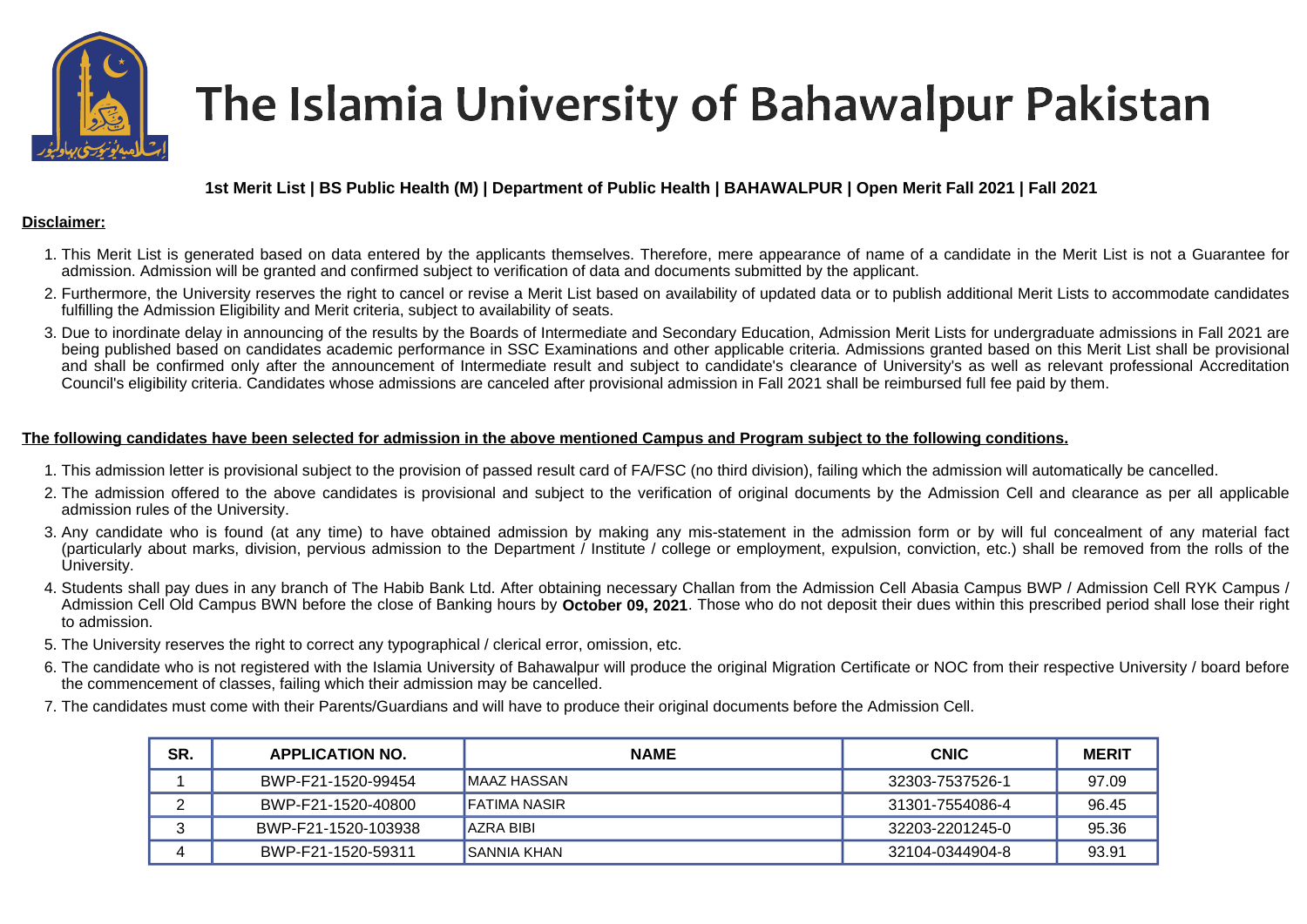# The Islamia University of Bahawalpur Pakistan

**1st Merit List | BS Public Health (M) | Department of Public Health | BAHAWALPUR | Open Merit Fall 2021 | Fall 2021**

**Disclaimer:**

1. This Merit List is generated based on data entered by the applicants themselves. Therefore, mere appearance of name of a candidate in the Merit List is not a Guarantee for admission. Admission will be granted and confirmed subject to verification of data and documents submitted by the applicant.
2. Furthermore, the University reserves the right to cancel or revise a Merit List based on availability of updated data or to publish additional Merit Lists to accommodate candidates fulfilling the Admission Eligibility and Merit criteria, subject to availability of seats.
3. Due to inordinate delay in announcing of the results by the Boards of Intermediate and Secondary Education, Admission Merit Lists for undergraduate admissions in Fall 2021 are being published based on candidates academic performance in SSC Examinations and other applicable criteria. Admissions granted based on this Merit List shall be provisional and shall be confirmed only after the announcement of Intermediate result and subject to candidate's clearance of University's as well as relevant professional Accreditation Council's eligibility criteria. Candidates whose admissions are canceled after provisional admission in Fall 2021 shall be reimbursed full fee paid by them.

**The following candidates have been selected for admission in the above mentioned Campus and Program subject to the following conditions.**

1. This admission letter is provisional subject to the provision of passed result card of FA/FSC (no third division), failing which the admission will automatically be cancelled.
2. The admission offered to the above candidates is provisional and subject to the verification of original documents by the Admission Cell and clearance as per all applicable admission rules of the University.
3. Any candidate who is found (at any time) to have obtained admission by making any mis-statement in the admission form or by will ful concealment of any material fact (particularly about marks, division, pervious admission to the Department / Institute / college or employment, expulsion, conviction, etc.) shall be removed from the rolls of the University.
4. Students shall pay dues in any branch of The Habib Bank Ltd. After obtaining necessary Challan from the Admission Cell Abasia Campus BWP / Admission Cell RYK Campus / Admission Cell Old Campus BWN before the close of Banking hours by **October 09, 2021**. Those who do not deposit their dues within this prescribed period shall lose their right to admission.
5. The University reserves the right to correct any typographical / clerical error, omission, etc.
6. The candidate who is not registered with the Islamia University of Bahawalpur will produce the original Migration Certificate or NOC from their respective University / board before the commencement of classes, failing which their admission may be cancelled.
7. The candidates must come with their Parents/Guardians and will have to produce their original documents before the Admission Cell.

| SR. | APPLICATION NO. | NAME | CNIC | MERIT |
|---|---|---|---|---|
| 1 | BWP-F21-1520-99454 | MAAZ HASSAN | 32303-7537526-1 | 97.09 |
| 2 | BWP-F21-1520-40800 | FATIMA NASIR | 31301-7554086-4 | 96.45 |
| 3 | BWP-F21-1520-103938 | AZRA BIBI | 32203-2201245-0 | 95.36 |
| 4 | BWP-F21-1520-59311 | SANNIA KHAN | 32104-0344904-8 | 93.91 |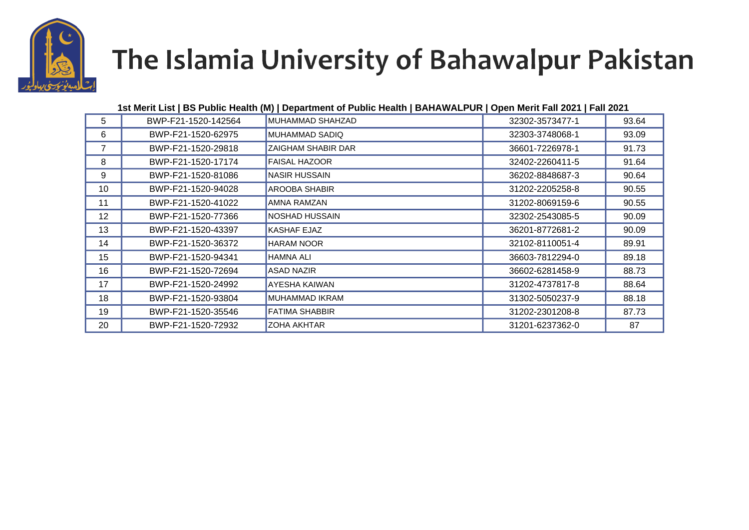# The Islamia University of Bahawalpur Pakistan

**1st Merit List | BS Public Health (M) | Department of Public Health | BAHAWALPUR | Open Merit Fall 2021 | Fall 2021**

| | | | | |
|---|---|---|---|---|
| 5 | BWP-F21-1520-142564 | MUHAMMAD SHAHZAD | 32302-3573477-1 | 93.64 |
| 6 | BWP-F21-1520-62975 | MUHAMMAD SADIQ | 32303-3748068-1 | 93.09 |
| 7 | BWP-F21-1520-29818 | ZAIGHAM SHABIR DAR | 36601-7226978-1 | 91.73 |
| 8 | BWP-F21-1520-17174 | FAISAL HAZOOR | 32402-2260411-5 | 91.64 |
| 9 | BWP-F21-1520-81086 | NASIR HUSSAIN | 36202-8848687-3 | 90.64 |
| 10 | BWP-F21-1520-94028 | AROOBA SHABIR | 31202-2205258-8 | 90.55 |
| 11 | BWP-F21-1520-41022 | AMNA RAMZAN | 31202-8069159-6 | 90.55 |
| 12 | BWP-F21-1520-77366 | NOSHAD HUSSAIN | 32302-2543085-5 | 90.09 |
| 13 | BWP-F21-1520-43397 | KASHAF EJAZ | 36201-8772681-2 | 90.09 |
| 14 | BWP-F21-1520-36372 | HARAM NOOR | 32102-8110051-4 | 89.91 |
| 15 | BWP-F21-1520-94341 | HAMNA ALI | 36603-7812294-0 | 89.18 |
| 16 | BWP-F21-1520-72694 | ASAD NAZIR | 36602-6281458-9 | 88.73 |
| 17 | BWP-F21-1520-24992 | AYESHA KAIWAN | 31202-4737817-8 | 88.64 |
| 18 | BWP-F21-1520-93804 | MUHAMMAD IKRAM | 31302-5050237-9 | 88.18 |
| 19 | BWP-F21-1520-35546 | FATIMA SHABBIR | 31202-2301208-8 | 87.73 |
| 20 | BWP-F21-1520-72932 | ZOHA AKHTAR | 31201-6237362-0 | 87 |